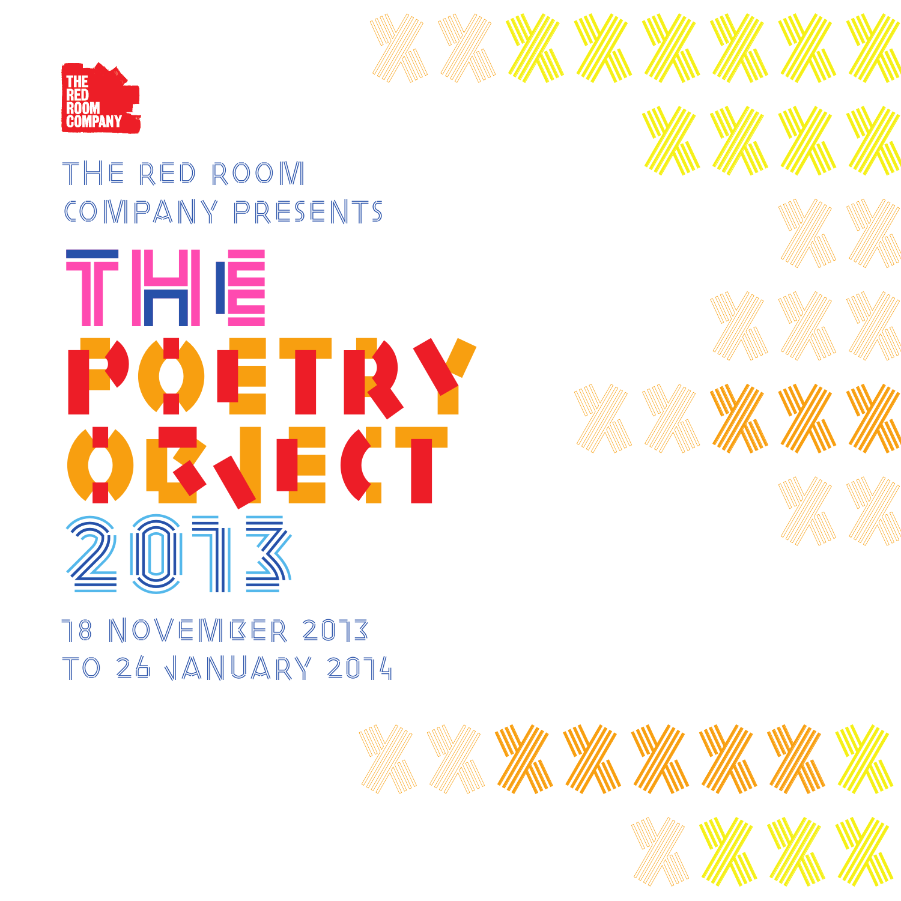THE RED ROOM COMPANY

THE RED ROOM COMPANY PRESENTS

# THE POETRY OBJECT 2013

18 NOVEMBER 2013 TO 26 JANUARY 2014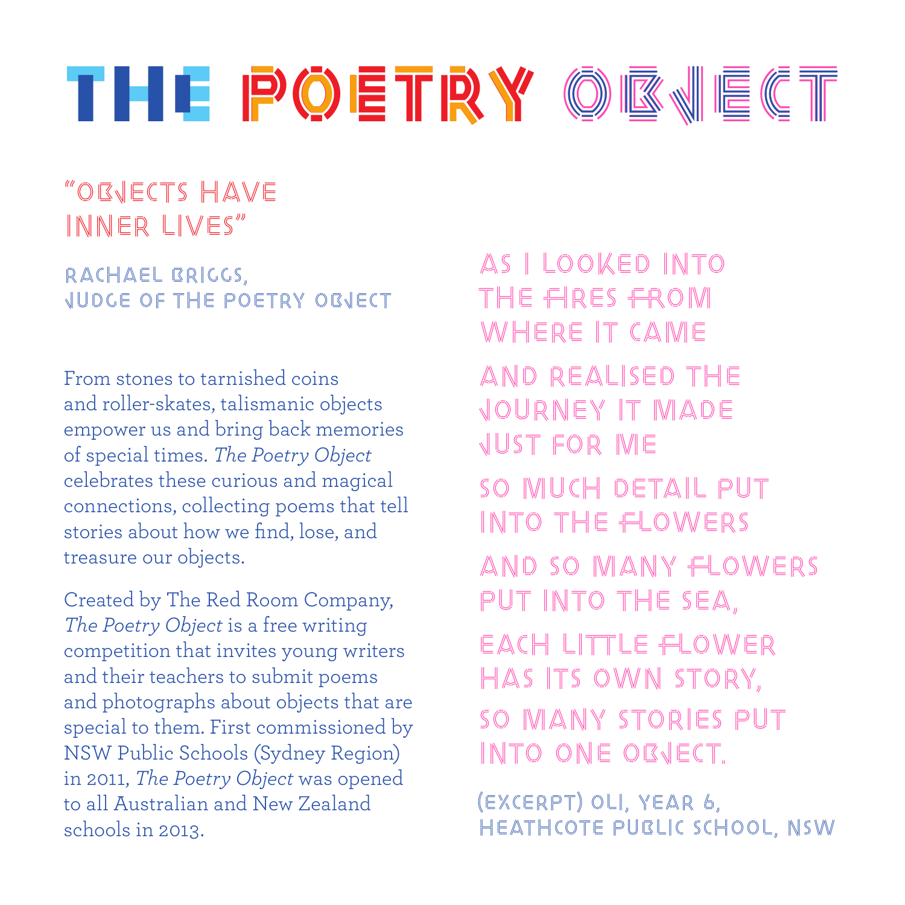# THE POETRY OBJECT

## "OBJECTS HAVE INNER LIVES"

RACHAEL BRIGGS,
JUDGE OF THE POETRY OBJECT

From stones to tarnished coins and roller-skates, talismanic objects empower us and bring back memories of special times. *The Poetry Object* celebrates these curious and magical connections, collecting poems that tell stories about how we find, lose, and treasure our objects.

Created by The Red Room Company, *The Poetry Object* is a free writing competition that invites young writers and their teachers to submit poems and photographs about objects that are special to them. First commissioned by NSW Public Schools (Sydney Region) in 2011, *The Poetry Object* was opened to all Australian and New Zealand schools in 2013.

AS I LOOKED INTO
THE FIRES FROM
WHERE IT CAME

AND REALISED THE
JOURNEY IT MADE
JUST FOR ME

SO MUCH DETAIL PUT
INTO THE FLOWERS

AND SO MANY FLOWERS
PUT INTO THE SEA,

EACH LITTLE FLOWER
HAS ITS OWN STORY,

SO MANY STORIES PUT
INTO ONE OBJECT.

(EXCERPT) OLI, YEAR 6,
HEATHCOTE PUBLIC SCHOOL, NSW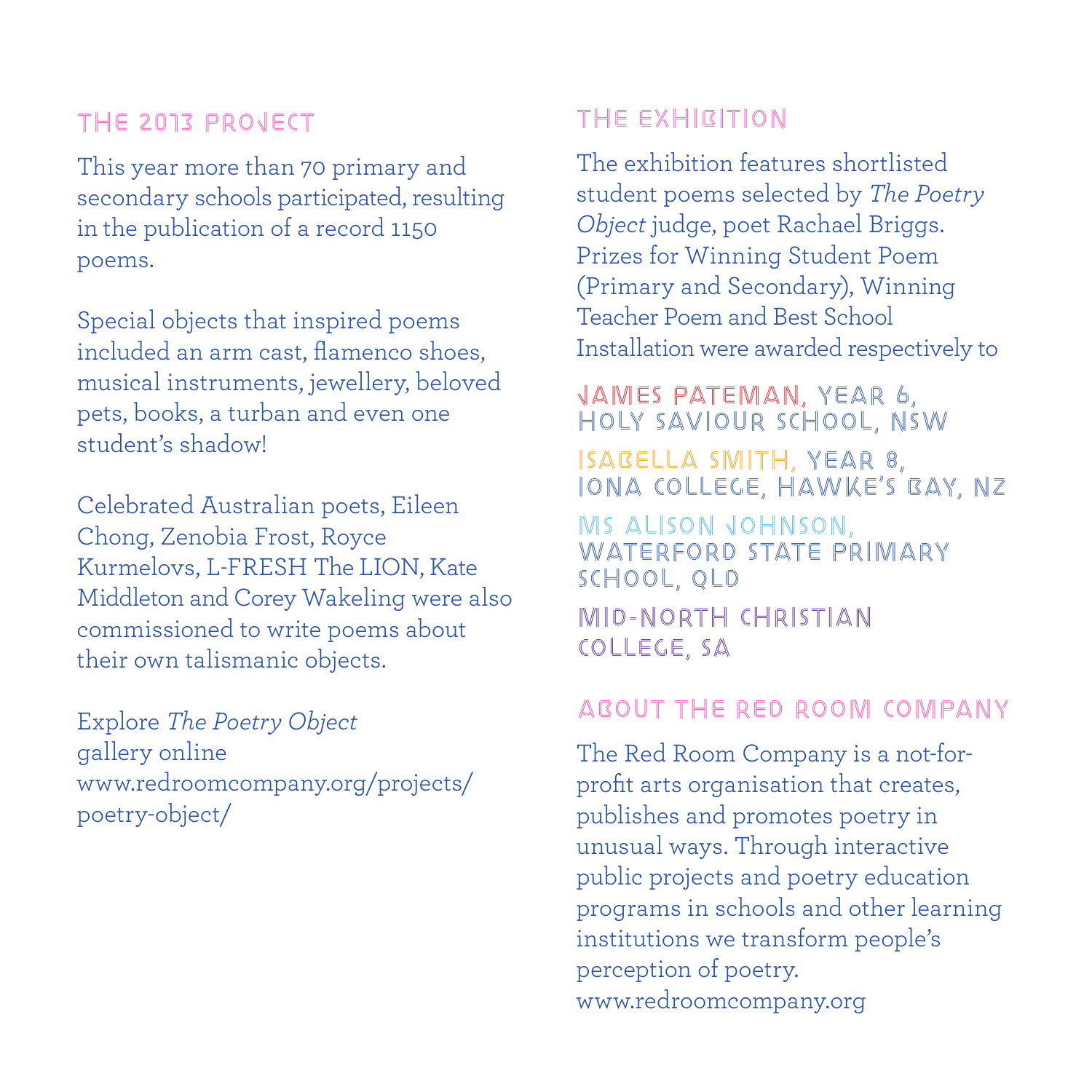## THE 2013 PROJECT

This year more than 70 primary and secondary schools participated, resulting in the publication of a record 1150 poems.

Special objects that inspired poems included an arm cast, flamenco shoes, musical instruments, jewellery, beloved pets, books, a turban and even one student's shadow!

Celebrated Australian poets, Eileen Chong, Zenobia Frost, Royce Kurmelovs, L-FRESH The LION, Kate Middleton and Corey Wakeling were also commissioned to write poems about their own talismanic objects.

Explore *The Poetry Object* gallery online www.redroomcompany.org/projects/poetry-object/

## THE EXHIBITION

The exhibition features shortlisted student poems selected by *The Poetry Object* judge, poet Rachael Briggs. Prizes for Winning Student Poem (Primary and Secondary), Winning Teacher Poem and Best School Installation were awarded respectively to

JAMES PATEMAN, YEAR 6, HOLY SAVIOUR SCHOOL, NSW

ISABELLA SMITH, YEAR 8, IONA COLLEGE, HAWKE'S BAY, NZ

MS ALISON JOHNSON, WATERFORD STATE PRIMARY SCHOOL, QLD

MID-NORTH CHRISTIAN COLLEGE, SA

## ABOUT THE RED ROOM COMPANY

The Red Room Company is a not-for-profit arts organisation that creates, publishes and promotes poetry in unusual ways. Through interactive public projects and poetry education programs in schools and other learning institutions we transform people's perception of poetry. www.redroomcompany.org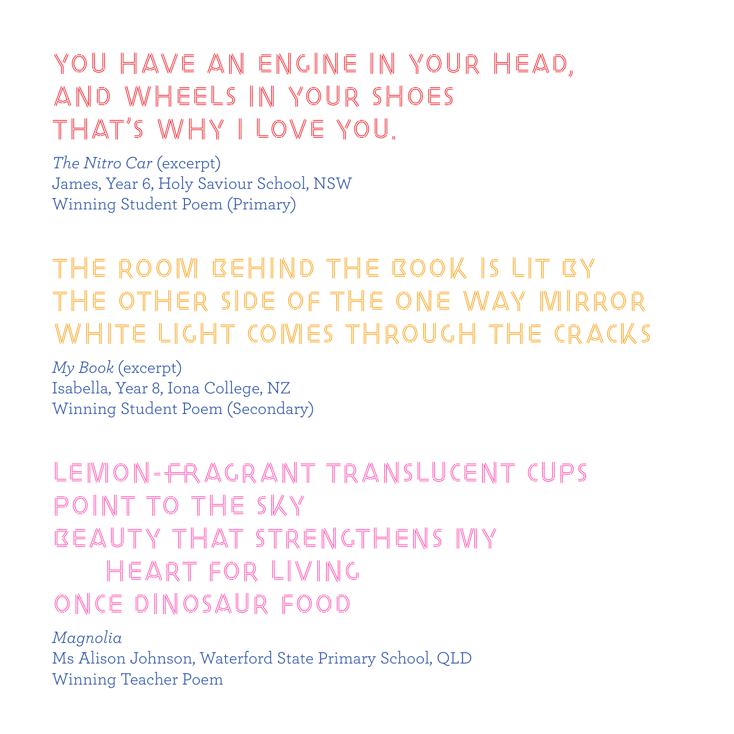YOU HAVE AN ENGINE IN YOUR HEAD,
AND WHEELS IN YOUR SHOES
THAT'S WHY I LOVE YOU.

*The Nitro Car* (excerpt)
James, Year 6, Holy Saviour School, NSW
Winning Student Poem (Primary)

THE ROOM BEHIND THE BOOK IS LIT BY
THE OTHER SIDE OF THE ONE WAY MIRROR
WHITE LIGHT COMES THROUGH THE CRACKS

*My Book* (excerpt)
Isabella, Year 8, Iona College, NZ
Winning Student Poem (Secondary)

LEMON-FRAGRANT TRANSLUCENT CUPS
POINT TO THE SKY
BEAUTY THAT STRENGTHENS MY
    HEART FOR LIVING
ONCE DINOSAUR FOOD

*Magnolia*
Ms Alison Johnson, Waterford State Primary School, QLD
Winning Teacher Poem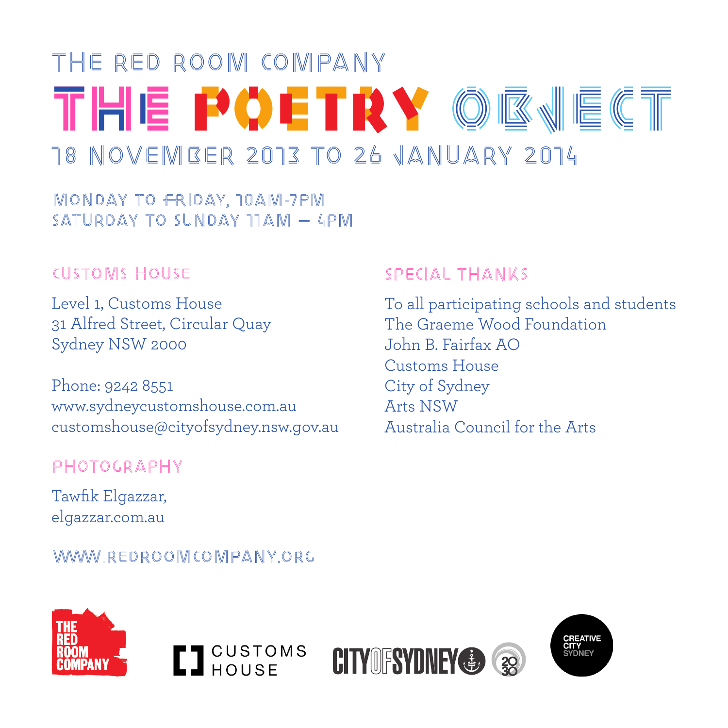THE RED ROOM COMPANY

# THE POETRY OBJECT

## 18 NOVEMBER 2013 TO 26 JANUARY 2014

MONDAY TO FRIDAY, 10AM-7PM
SATURDAY TO SUNDAY 11AM – 4PM

### CUSTOMS HOUSE

Level 1, Customs House
31 Alfred Street, Circular Quay
Sydney NSW 2000

Phone: 9242 8551
www.sydneycustomshouse.com.au
customshouse@cityofsydney.nsw.gov.au

### PHOTOGRAPHY

Tawfik Elgazzar,
elgazzar.com.au

### SPECIAL THANKS

To all participating schools and students
The Graeme Wood Foundation
John B. Fairfax AO
Customs House
City of Sydney
Arts NSW
Australia Council for the Arts

WWW.REDROOMCOMPANY.ORG

THE RED ROOM COMPANY

CUSTOMS HOUSE

CITY OF SYDNEY

CREATIVE CITY SYDNEY